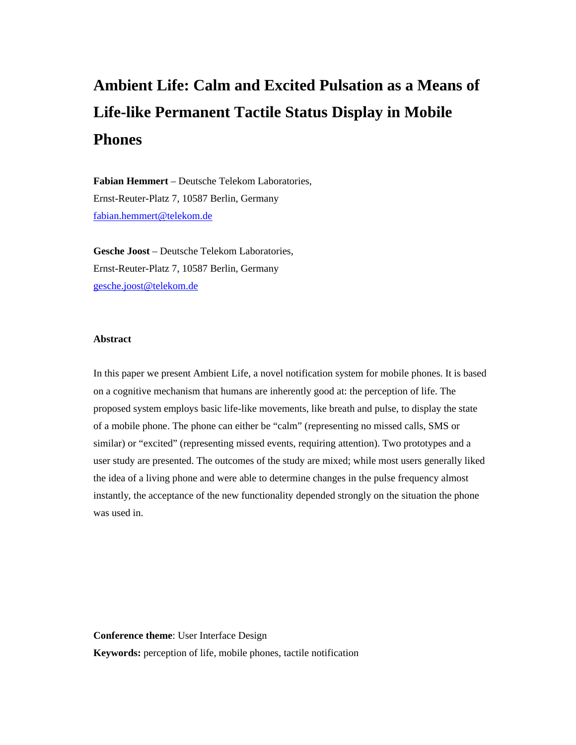# Ambient Life: Calm and Excited Pulsation as a Means of Life-like Permanent Tactile Status Display in Mobile Phones

**Fabian Hemmert** – Deutsche Telekom Laboratories,
Ernst-Reuter-Platz 7, 10587 Berlin, Germany
fabian.hemmert@telekom.de

**Gesche Joost** – Deutsche Telekom Laboratories,
Ernst-Reuter-Platz 7, 10587 Berlin, Germany
gesche.joost@telekom.de

### Abstract

In this paper we present Ambient Life, a novel notification system for mobile phones. It is based on a cognitive mechanism that humans are inherently good at: the perception of life. The proposed system employs basic life-like movements, like breath and pulse, to display the state of a mobile phone. The phone can either be "calm" (representing no missed calls, SMS or similar) or "excited" (representing missed events, requiring attention). Two prototypes and a user study are presented. The outcomes of the study are mixed; while most users generally liked the idea of a living phone and were able to determine changes in the pulse frequency almost instantly, the acceptance of the new functionality depended strongly on the situation the phone was used in.

**Conference theme**: User Interface Design
**Keywords:** perception of life, mobile phones, tactile notification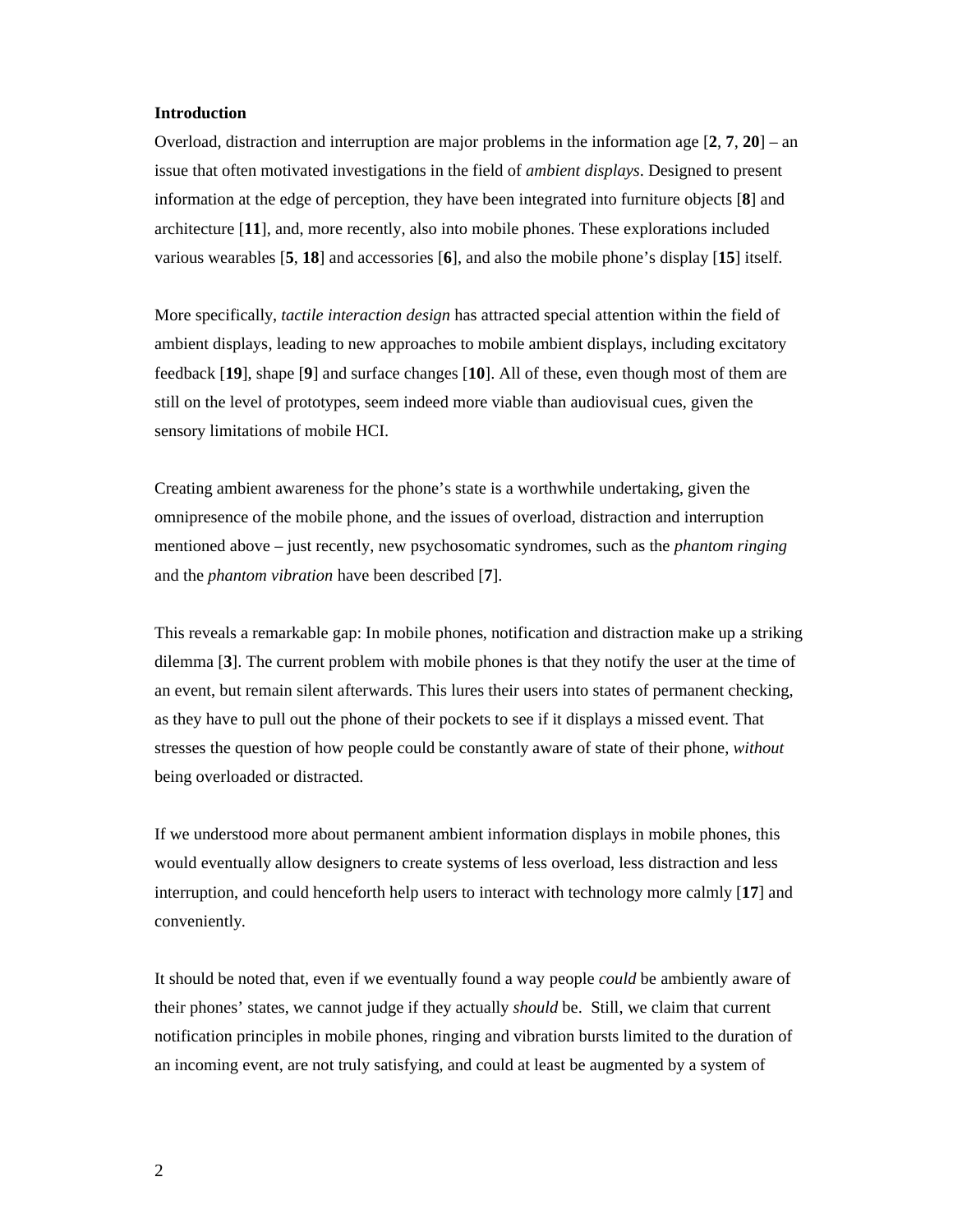## Introduction

Overload, distraction and interruption are major problems in the information age [**2**, **7**, **20**] – an issue that often motivated investigations in the field of *ambient displays*. Designed to present information at the edge of perception, they have been integrated into furniture objects [**8**] and architecture [**11**], and, more recently, also into mobile phones. These explorations included various wearables [**5**, **18**] and accessories [**6**], and also the mobile phone's display [**15**] itself.

More specifically, *tactile interaction design* has attracted special attention within the field of ambient displays, leading to new approaches to mobile ambient displays, including excitatory feedback [**19**], shape [**9**] and surface changes [**10**]. All of these, even though most of them are still on the level of prototypes, seem indeed more viable than audiovisual cues, given the sensory limitations of mobile HCI.

Creating ambient awareness for the phone's state is a worthwhile undertaking, given the omnipresence of the mobile phone, and the issues of overload, distraction and interruption mentioned above – just recently, new psychosomatic syndromes, such as the *phantom ringing* and the *phantom vibration* have been described [**7**].

This reveals a remarkable gap: In mobile phones, notification and distraction make up a striking dilemma [**3**]. The current problem with mobile phones is that they notify the user at the time of an event, but remain silent afterwards. This lures their users into states of permanent checking, as they have to pull out the phone of their pockets to see if it displays a missed event. That stresses the question of how people could be constantly aware of state of their phone, *without* being overloaded or distracted.

If we understood more about permanent ambient information displays in mobile phones, this would eventually allow designers to create systems of less overload, less distraction and less interruption, and could henceforth help users to interact with technology more calmly [**17**] and conveniently.

It should be noted that, even if we eventually found a way people *could* be ambiently aware of their phones' states, we cannot judge if they actually *should* be. Still, we claim that current notification principles in mobile phones, ringing and vibration bursts limited to the duration of an incoming event, are not truly satisfying, and could at least be augmented by a system of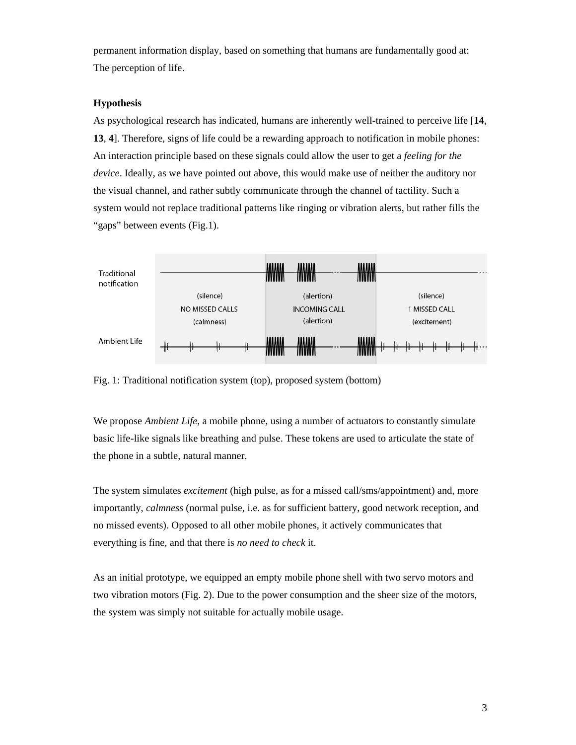permanent information display, based on something that humans are fundamentally good at: The perception of life.

**Hypothesis**

As psychological research has indicated, humans are inherently well-trained to perceive life [**14**, **13**, **4**]. Therefore, signs of life could be a rewarding approach to notification in mobile phones: An interaction principle based on these signals could allow the user to get a *feeling for the device*. Ideally, as we have pointed out above, this would make use of neither the auditory nor the visual channel, and rather subtly communicate through the channel of tactility. Such a system would not replace traditional patterns like ringing or vibration alerts, but rather fills the "gaps" between events (Fig.1).

Fig. 1: Traditional notification system (top), proposed system (bottom)

We propose *Ambient Life*, a mobile phone, using a number of actuators to constantly simulate basic life-like signals like breathing and pulse. These tokens are used to articulate the state of the phone in a subtle, natural manner.

The system simulates *excitement* (high pulse, as for a missed call/sms/appointment) and, more importantly, *calmness* (normal pulse, i.e. as for sufficient battery, good network reception, and no missed events). Opposed to all other mobile phones, it actively communicates that everything is fine, and that there is *no need to check* it.

As an initial prototype, we equipped an empty mobile phone shell with two servo motors and two vibration motors (Fig. 2). Due to the power consumption and the sheer size of the motors, the system was simply not suitable for actually mobile usage.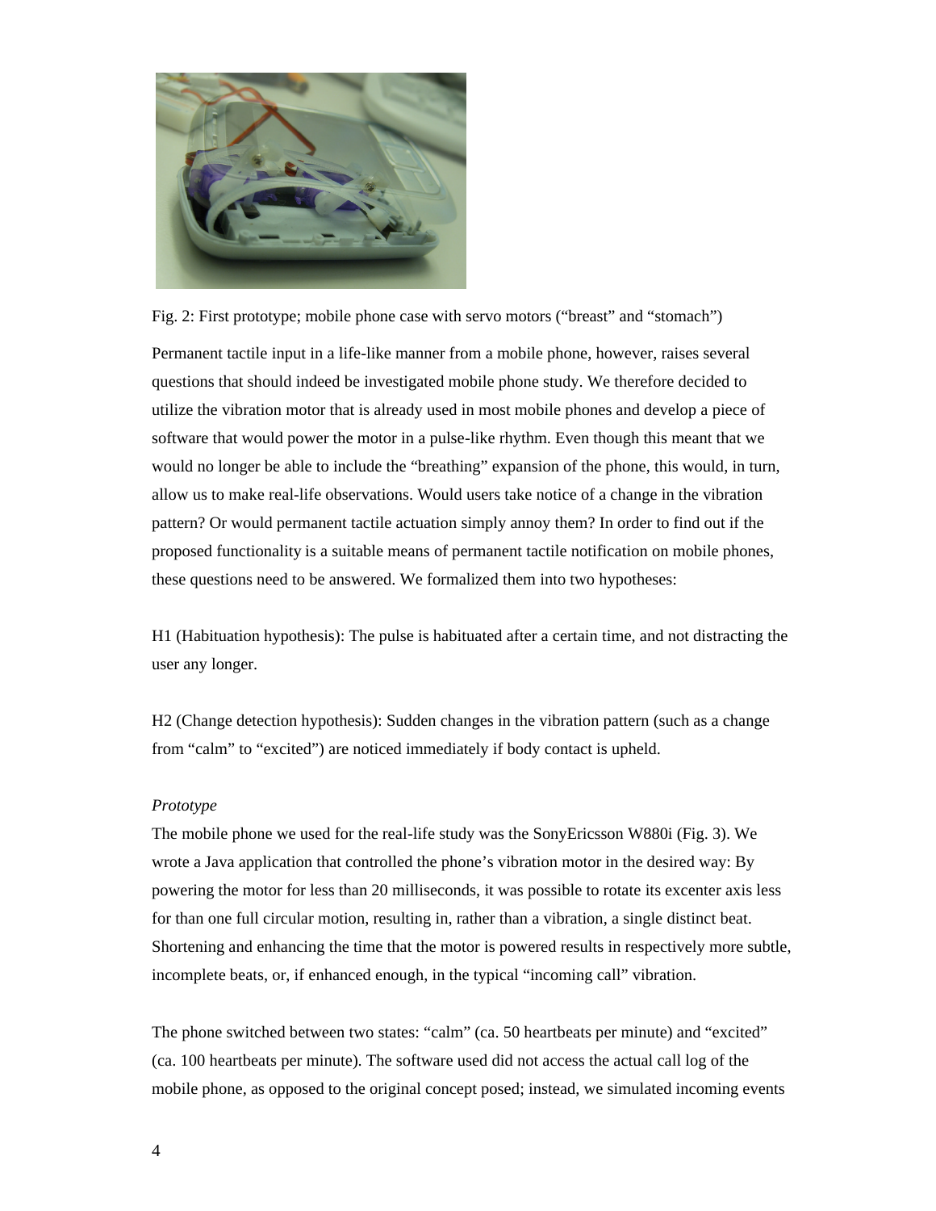Fig. 2: First prototype; mobile phone case with servo motors (“breast” and “stomach”)

Permanent tactile input in a life-like manner from a mobile phone, however, raises several questions that should indeed be investigated mobile phone study. We therefore decided to utilize the vibration motor that is already used in most mobile phones and develop a piece of software that would power the motor in a pulse-like rhythm. Even though this meant that we would no longer be able to include the “breathing” expansion of the phone, this would, in turn, allow us to make real-life observations. Would users take notice of a change in the vibration pattern? Or would permanent tactile actuation simply annoy them? In order to find out if the proposed functionality is a suitable means of permanent tactile notification on mobile phones, these questions need to be answered. We formalized them into two hypotheses:

H1 (Habituation hypothesis): The pulse is habituated after a certain time, and not distracting the user any longer.

H2 (Change detection hypothesis): Sudden changes in the vibration pattern (such as a change from “calm” to “excited”) are noticed immediately if body contact is upheld.

*Prototype*

The mobile phone we used for the real-life study was the SonyEricsson W880i (Fig. 3). We wrote a Java application that controlled the phone’s vibration motor in the desired way: By powering the motor for less than 20 milliseconds, it was possible to rotate its excenter axis less for than one full circular motion, resulting in, rather than a vibration, a single distinct beat. Shortening and enhancing the time that the motor is powered results in respectively more subtle, incomplete beats, or, if enhanced enough, in the typical “incoming call” vibration.

The phone switched between two states: “calm” (ca. 50 heartbeats per minute) and “excited” (ca. 100 heartbeats per minute). The software used did not access the actual call log of the mobile phone, as opposed to the original concept posed; instead, we simulated incoming events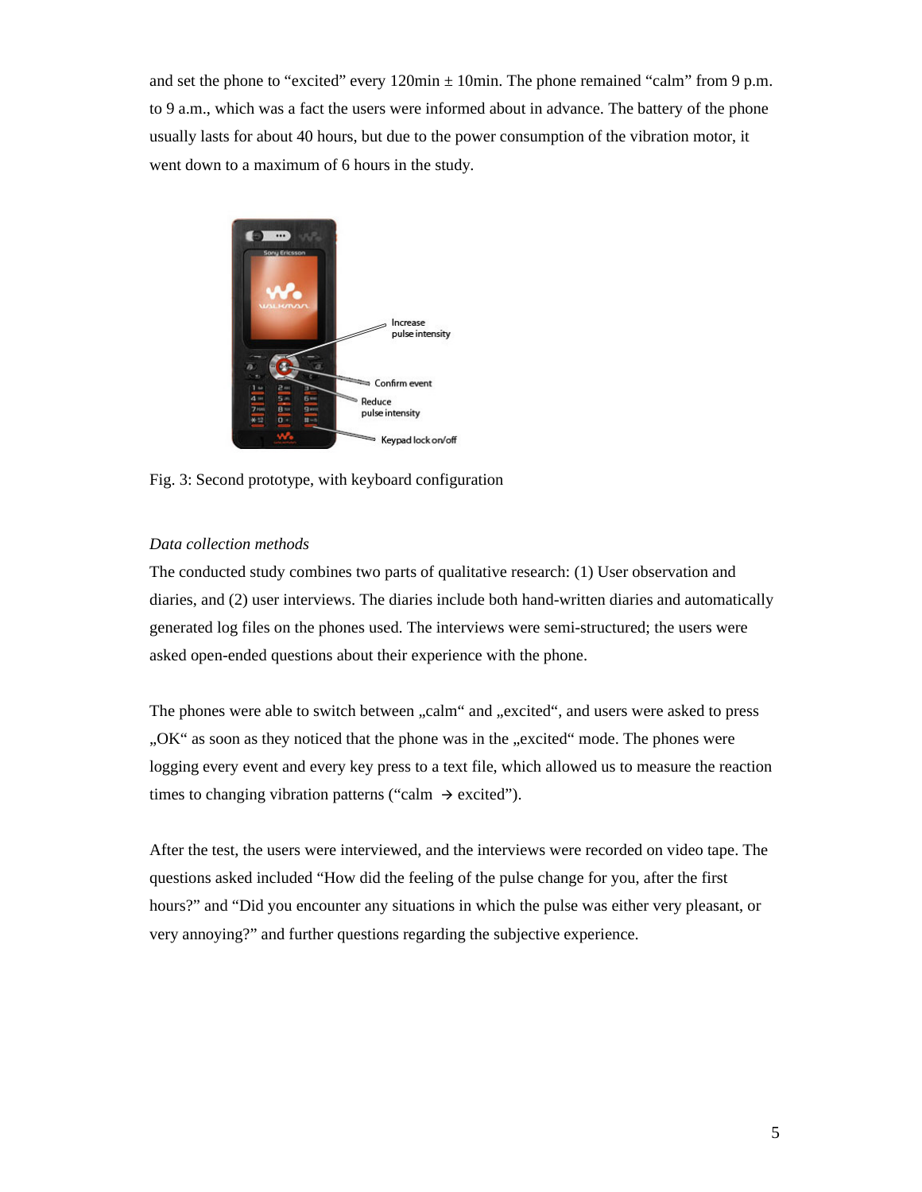and set the phone to “excited” every 120min ± 10min. The phone remained “calm” from 9 p.m. to 9 a.m., which was a fact the users were informed about in advance. The battery of the phone usually lasts for about 40 hours, but due to the power consumption of the vibration motor, it went down to a maximum of 6 hours in the study.

Fig. 3: Second prototype, with keyboard configuration

*Data collection methods*

The conducted study combines two parts of qualitative research: (1) User observation and diaries, and (2) user interviews. The diaries include both hand-written diaries and automatically generated log files on the phones used. The interviews were semi-structured; the users were asked open-ended questions about their experience with the phone.

The phones were able to switch between „calm“ and „excited“, and users were asked to press „OK“ as soon as they noticed that the phone was in the „excited“ mode. The phones were logging every event and every key press to a text file, which allowed us to measure the reaction times to changing vibration patterns (“calm → excited”).

After the test, the users were interviewed, and the interviews were recorded on video tape. The questions asked included “How did the feeling of the pulse change for you, after the first hours?” and “Did you encounter any situations in which the pulse was either very pleasant, or very annoying?” and further questions regarding the subjective experience.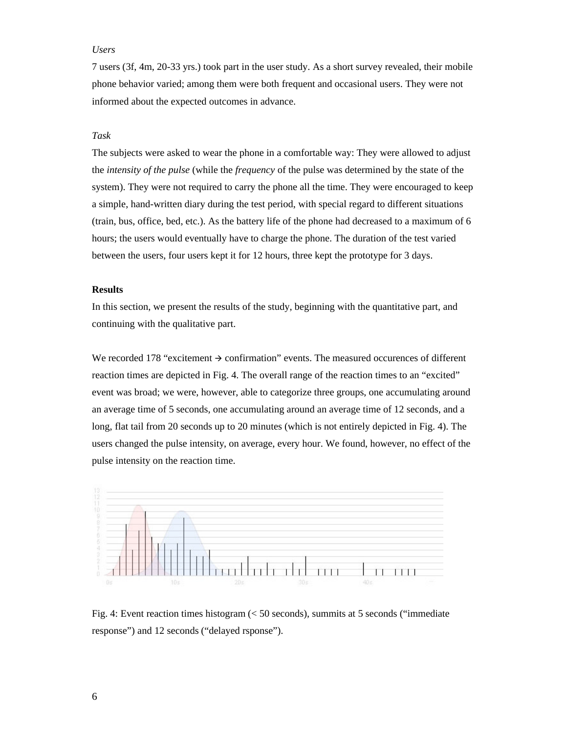*Users*

7 users (3f, 4m, 20-33 yrs.) took part in the user study. As a short survey revealed, their mobile phone behavior varied; among them were both frequent and occasional users. They were not informed about the expected outcomes in advance.

*Task*

The subjects were asked to wear the phone in a comfortable way: They were allowed to adjust the *intensity of the pulse* (while the *frequency* of the pulse was determined by the state of the system). They were not required to carry the phone all the time. They were encouraged to keep a simple, hand-written diary during the test period, with special regard to different situations (train, bus, office, bed, etc.). As the battery life of the phone had decreased to a maximum of 6 hours; the users would eventually have to charge the phone. The duration of the test varied between the users, four users kept it for 12 hours, three kept the prototype for 3 days.

**Results**

In this section, we present the results of the study, beginning with the quantitative part, and continuing with the qualitative part.

We recorded 178 "excitement → confirmation" events. The measured occurences of different reaction times are depicted in Fig. 4. The overall range of the reaction times to an "excited" event was broad; we were, however, able to categorize three groups, one accumulating around an average time of 5 seconds, one accumulating around an average time of 12 seconds, and a long, flat tail from 20 seconds up to 20 minutes (which is not entirely depicted in Fig. 4). The users changed the pulse intensity, on average, every hour. We found, however, no effect of the pulse intensity on the reaction time.

Fig. 4: Event reaction times histogram (< 50 seconds), summits at 5 seconds ("immediate response") and 12 seconds ("delayed rsponse").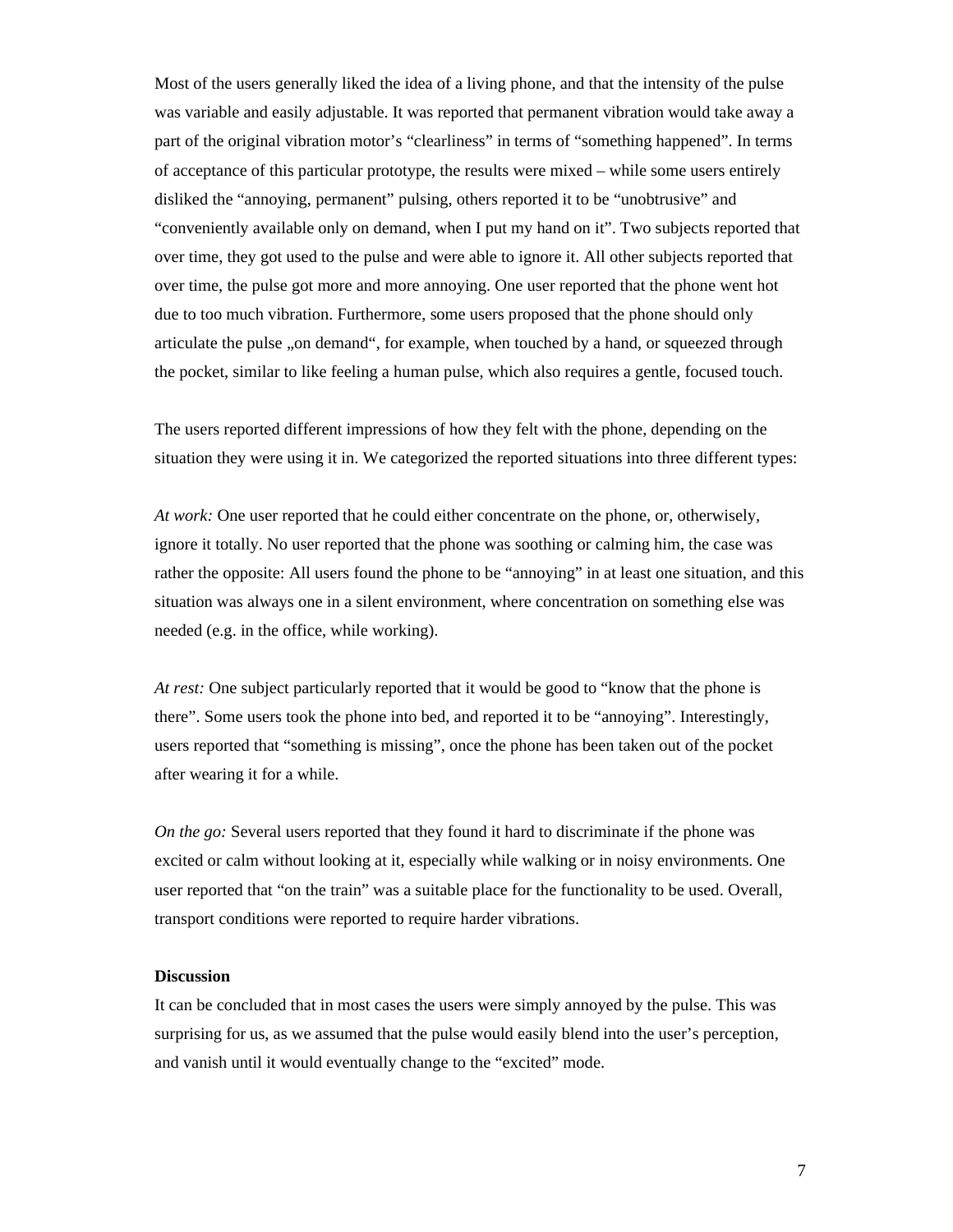Most of the users generally liked the idea of a living phone, and that the intensity of the pulse was variable and easily adjustable. It was reported that permanent vibration would take away a part of the original vibration motor's "clearliness" in terms of "something happened". In terms of acceptance of this particular prototype, the results were mixed – while some users entirely disliked the "annoying, permanent" pulsing, others reported it to be "unobtrusive" and "conveniently available only on demand, when I put my hand on it". Two subjects reported that over time, they got used to the pulse and were able to ignore it. All other subjects reported that over time, the pulse got more and more annoying. One user reported that the phone went hot due to too much vibration. Furthermore, some users proposed that the phone should only articulate the pulse „on demand", for example, when touched by a hand, or squeezed through the pocket, similar to like feeling a human pulse, which also requires a gentle, focused touch.

The users reported different impressions of how they felt with the phone, depending on the situation they were using it in. We categorized the reported situations into three different types:

*At work:* One user reported that he could either concentrate on the phone, or, otherwisely, ignore it totally. No user reported that the phone was soothing or calming him, the case was rather the opposite: All users found the phone to be "annoying" in at least one situation, and this situation was always one in a silent environment, where concentration on something else was needed (e.g. in the office, while working).

*At rest:* One subject particularly reported that it would be good to "know that the phone is there". Some users took the phone into bed, and reported it to be "annoying". Interestingly, users reported that "something is missing", once the phone has been taken out of the pocket after wearing it for a while.

*On the go:* Several users reported that they found it hard to discriminate if the phone was excited or calm without looking at it, especially while walking or in noisy environments. One user reported that "on the train" was a suitable place for the functionality to be used. Overall, transport conditions were reported to require harder vibrations.

**Discussion**

It can be concluded that in most cases the users were simply annoyed by the pulse. This was surprising for us, as we assumed that the pulse would easily blend into the user's perception, and vanish until it would eventually change to the "excited" mode.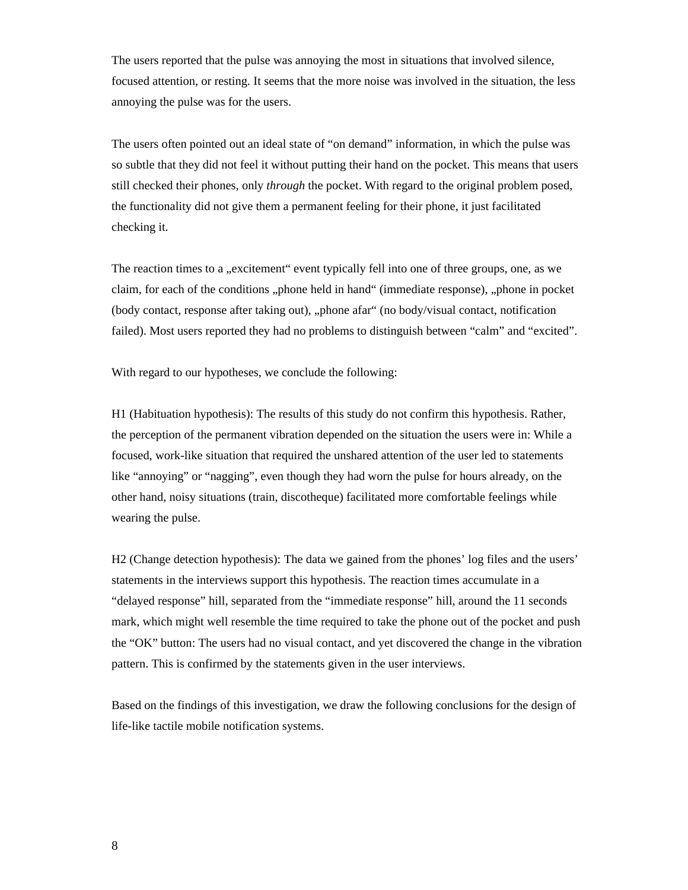The users reported that the pulse was annoying the most in situations that involved silence, focused attention, or resting. It seems that the more noise was involved in the situation, the less annoying the pulse was for the users.

The users often pointed out an ideal state of "on demand" information, in which the pulse was so subtle that they did not feel it without putting their hand on the pocket. This means that users still checked their phones, only *through* the pocket. With regard to the original problem posed, the functionality did not give them a permanent feeling for their phone, it just facilitated checking it.

The reaction times to a „excitement" event typically fell into one of three groups, one, as we claim, for each of the conditions „phone held in hand" (immediate response), „phone in pocket (body contact, response after taking out), „phone afar" (no body/visual contact, notification failed). Most users reported they had no problems to distinguish between "calm" and "excited".

With regard to our hypotheses, we conclude the following:

H1 (Habituation hypothesis): The results of this study do not confirm this hypothesis. Rather, the perception of the permanent vibration depended on the situation the users were in: While a focused, work-like situation that required the unshared attention of the user led to statements like "annoying" or "nagging", even though they had worn the pulse for hours already, on the other hand, noisy situations (train, discotheque) facilitated more comfortable feelings while wearing the pulse.

H2 (Change detection hypothesis): The data we gained from the phones' log files and the users' statements in the interviews support this hypothesis. The reaction times accumulate in a "delayed response" hill, separated from the "immediate response" hill, around the 11 seconds mark, which might well resemble the time required to take the phone out of the pocket and push the "OK" button: The users had no visual contact, and yet discovered the change in the vibration pattern. This is confirmed by the statements given in the user interviews.

Based on the findings of this investigation, we draw the following conclusions for the design of life-like tactile mobile notification systems.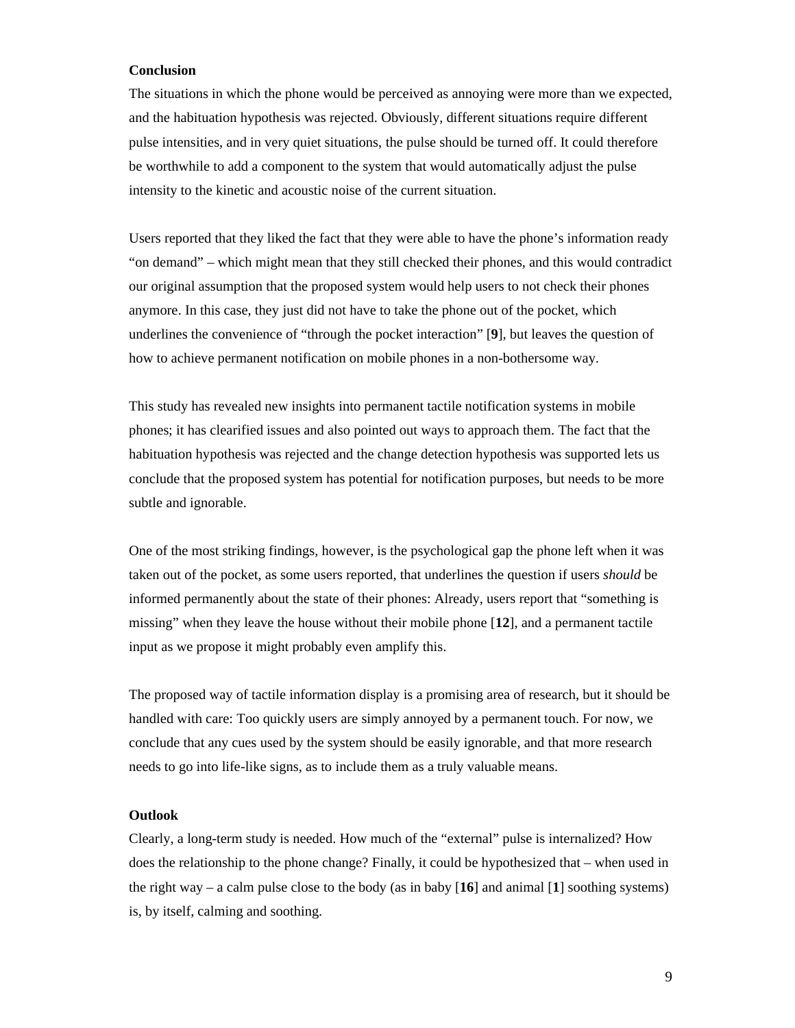## Conclusion

The situations in which the phone would be perceived as annoying were more than we expected, and the habituation hypothesis was rejected. Obviously, different situations require different pulse intensities, and in very quiet situations, the pulse should be turned off. It could therefore be worthwhile to add a component to the system that would automatically adjust the pulse intensity to the kinetic and acoustic noise of the current situation.

Users reported that they liked the fact that they were able to have the phone's information ready "on demand" – which might mean that they still checked their phones, and this would contradict our original assumption that the proposed system would help users to not check their phones anymore. In this case, they just did not have to take the phone out of the pocket, which underlines the convenience of "through the pocket interaction" [**9**], but leaves the question of how to achieve permanent notification on mobile phones in a non-bothersome way.

This study has revealed new insights into permanent tactile notification systems in mobile phones; it has clearified issues and also pointed out ways to approach them. The fact that the habituation hypothesis was rejected and the change detection hypothesis was supported lets us conclude that the proposed system has potential for notification purposes, but needs to be more subtle and ignorable.

One of the most striking findings, however, is the psychological gap the phone left when it was taken out of the pocket, as some users reported, that underlines the question if users *should* be informed permanently about the state of their phones: Already, users report that "something is missing" when they leave the house without their mobile phone [**12**], and a permanent tactile input as we propose it might probably even amplify this.

The proposed way of tactile information display is a promising area of research, but it should be handled with care: Too quickly users are simply annoyed by a permanent touch. For now, we conclude that any cues used by the system should be easily ignorable, and that more research needs to go into life-like signs, as to include them as a truly valuable means.

## Outlook

Clearly, a long-term study is needed. How much of the "external" pulse is internalized? How does the relationship to the phone change? Finally, it could be hypothesized that – when used in the right way – a calm pulse close to the body (as in baby [**16**] and animal [**1**] soothing systems) is, by itself, calming and soothing.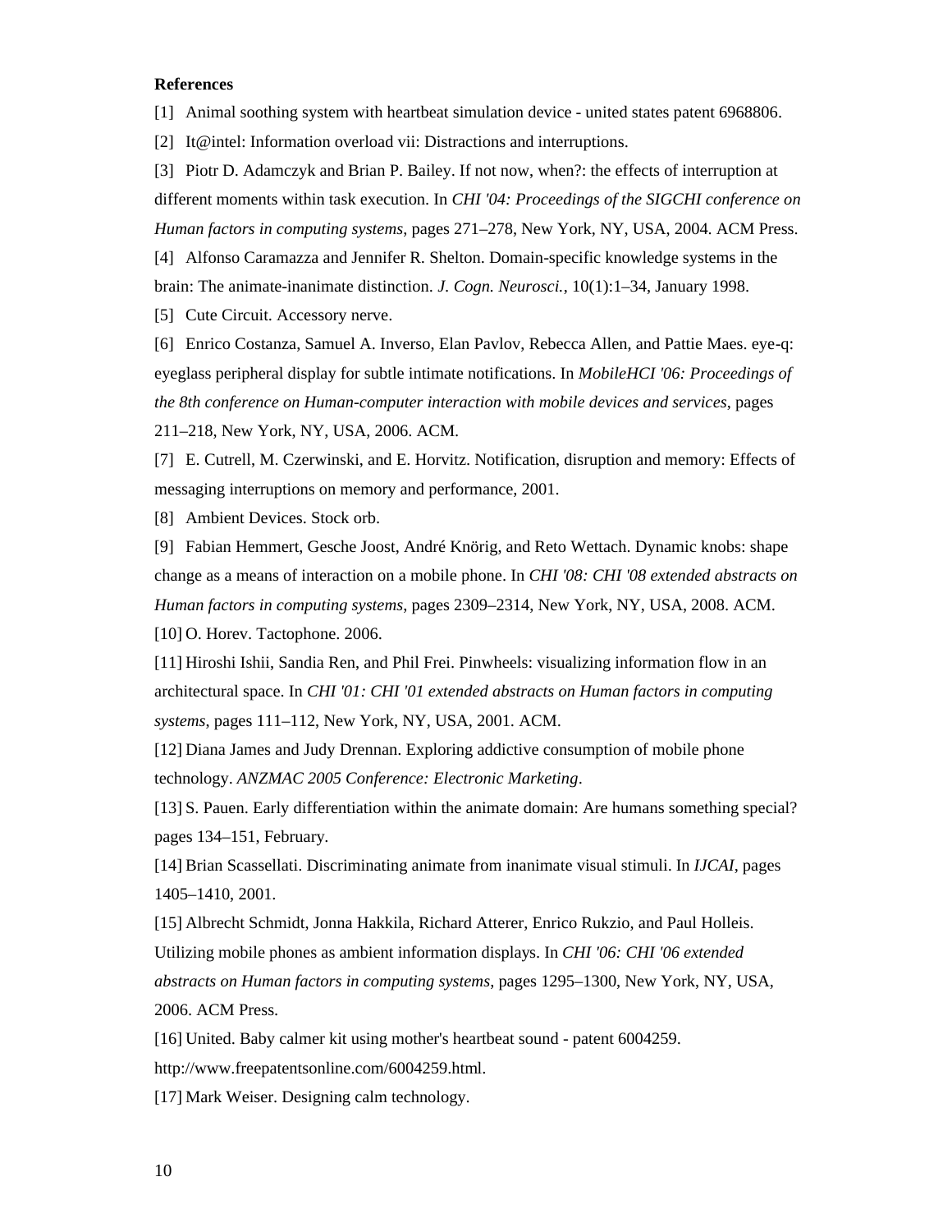**References**

[1] Animal soothing system with heartbeat simulation device - united states patent 6968806.

[2] It@intel: Information overload vii: Distractions and interruptions.

[3] Piotr D. Adamczyk and Brian P. Bailey. If not now, when?: the effects of interruption at different moments within task execution. In *CHI '04: Proceedings of the SIGCHI conference on Human factors in computing systems*, pages 271–278, New York, NY, USA, 2004. ACM Press.

[4] Alfonso Caramazza and Jennifer R. Shelton. Domain-specific knowledge systems in the brain: The animate-inanimate distinction. *J. Cogn. Neurosci.*, 10(1):1–34, January 1998.

[5] Cute Circuit. Accessory nerve.

[6] Enrico Costanza, Samuel A. Inverso, Elan Pavlov, Rebecca Allen, and Pattie Maes. eye-q: eyeglass peripheral display for subtle intimate notifications. In *MobileHCI '06: Proceedings of the 8th conference on Human-computer interaction with mobile devices and services*, pages 211–218, New York, NY, USA, 2006. ACM.

[7] E. Cutrell, M. Czerwinski, and E. Horvitz. Notification, disruption and memory: Effects of messaging interruptions on memory and performance, 2001.

[8] Ambient Devices. Stock orb.

[9] Fabian Hemmert, Gesche Joost, André Knörig, and Reto Wettach. Dynamic knobs: shape change as a means of interaction on a mobile phone. In *CHI '08: CHI '08 extended abstracts on Human factors in computing systems*, pages 2309–2314, New York, NY, USA, 2008. ACM.

[10] O. Horev. Tactophone. 2006.

[11] Hiroshi Ishii, Sandia Ren, and Phil Frei. Pinwheels: visualizing information flow in an architectural space. In *CHI '01: CHI '01 extended abstracts on Human factors in computing systems*, pages 111–112, New York, NY, USA, 2001. ACM.

[12] Diana James and Judy Drennan. Exploring addictive consumption of mobile phone technology. *ANZMAC 2005 Conference: Electronic Marketing*.

[13] S. Pauen. Early differentiation within the animate domain: Are humans something special? pages 134–151, February.

[14] Brian Scassellati. Discriminating animate from inanimate visual stimuli. In *IJCAI*, pages 1405–1410, 2001.

[15] Albrecht Schmidt, Jonna Hakkila, Richard Atterer, Enrico Rukzio, and Paul Holleis. Utilizing mobile phones as ambient information displays. In *CHI '06: CHI '06 extended abstracts on Human factors in computing systems*, pages 1295–1300, New York, NY, USA, 2006. ACM Press.

[16] United. Baby calmer kit using mother's heartbeat sound - patent 6004259. http://www.freepatentsonline.com/6004259.html.

[17] Mark Weiser. Designing calm technology.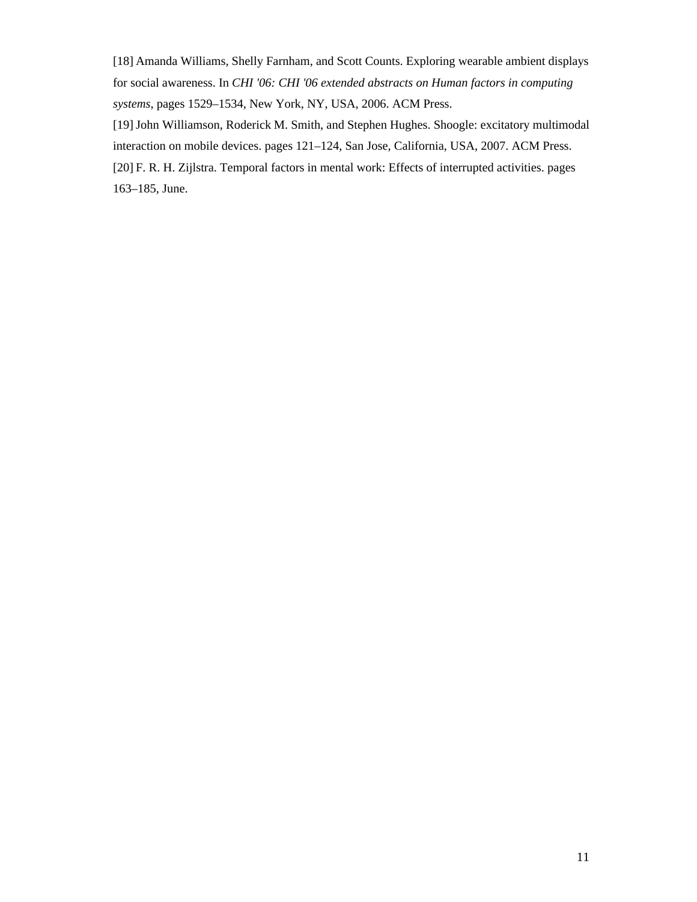[18] Amanda Williams, Shelly Farnham, and Scott Counts. Exploring wearable ambient displays for social awareness. In *CHI '06: CHI '06 extended abstracts on Human factors in computing systems*, pages 1529–1534, New York, NY, USA, 2006. ACM Press.

[19] John Williamson, Roderick M. Smith, and Stephen Hughes. Shoogle: excitatory multimodal interaction on mobile devices. pages 121–124, San Jose, California, USA, 2007. ACM Press.

[20] F. R. H. Zijlstra. Temporal factors in mental work: Effects of interrupted activities. pages 163–185, June.